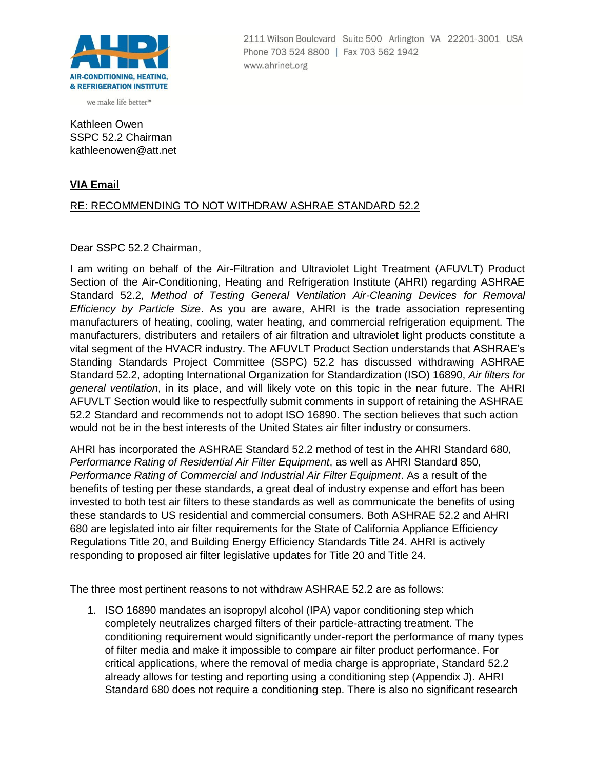AIR-CONDITIONING, HEATING, & REFRIGERATION INSTITUTE

we make life better™

2111 Wilson Boulevard Suite 500 Arlington VA 22201-3001 USA
Phone 703 524 8800 | Fax 703 562 1942
www.ahrinet.org

Kathleen Owen
SSPC 52.2 Chairman
kathleenowen@att.net

**VIA Email**

RE: RECOMMENDING TO NOT WITHDRAW ASHRAE STANDARD 52.2

Dear SSPC 52.2 Chairman,

I am writing on behalf of the Air-Filtration and Ultraviolet Light Treatment (AFUVLT) Product Section of the Air-Conditioning, Heating and Refrigeration Institute (AHRI) regarding ASHRAE Standard 52.2, *Method of Testing General Ventilation Air-Cleaning Devices for Removal Efficiency by Particle Size*. As you are aware, AHRI is the trade association representing manufacturers of heating, cooling, water heating, and commercial refrigeration equipment. The manufacturers, distributers and retailers of air filtration and ultraviolet light products constitute a vital segment of the HVACR industry. The AFUVLT Product Section understands that ASHRAE's Standing Standards Project Committee (SSPC) 52.2 has discussed withdrawing ASHRAE Standard 52.2, adopting International Organization for Standardization (ISO) 16890, *Air filters for general ventilation*, in its place, and will likely vote on this topic in the near future. The AHRI AFUVLT Section would like to respectfully submit comments in support of retaining the ASHRAE 52.2 Standard and recommends not to adopt ISO 16890. The section believes that such action would not be in the best interests of the United States air filter industry or consumers.

AHRI has incorporated the ASHRAE Standard 52.2 method of test in the AHRI Standard 680, *Performance Rating of Residential Air Filter Equipment*, as well as AHRI Standard 850, *Performance Rating of Commercial and Industrial Air Filter Equipment*. As a result of the benefits of testing per these standards, a great deal of industry expense and effort has been invested to both test air filters to these standards as well as communicate the benefits of using these standards to US residential and commercial consumers. Both ASHRAE 52.2 and AHRI 680 are legislated into air filter requirements for the State of California Appliance Efficiency Regulations Title 20, and Building Energy Efficiency Standards Title 24. AHRI is actively responding to proposed air filter legislative updates for Title 20 and Title 24.

The three most pertinent reasons to not withdraw ASHRAE 52.2 are as follows:

1. ISO 16890 mandates an isopropyl alcohol (IPA) vapor conditioning step which completely neutralizes charged filters of their particle-attracting treatment. The conditioning requirement would significantly under-report the performance of many types of filter media and make it impossible to compare air filter product performance. For critical applications, where the removal of media charge is appropriate, Standard 52.2 already allows for testing and reporting using a conditioning step (Appendix J). AHRI Standard 680 does not require a conditioning step. There is also no significant research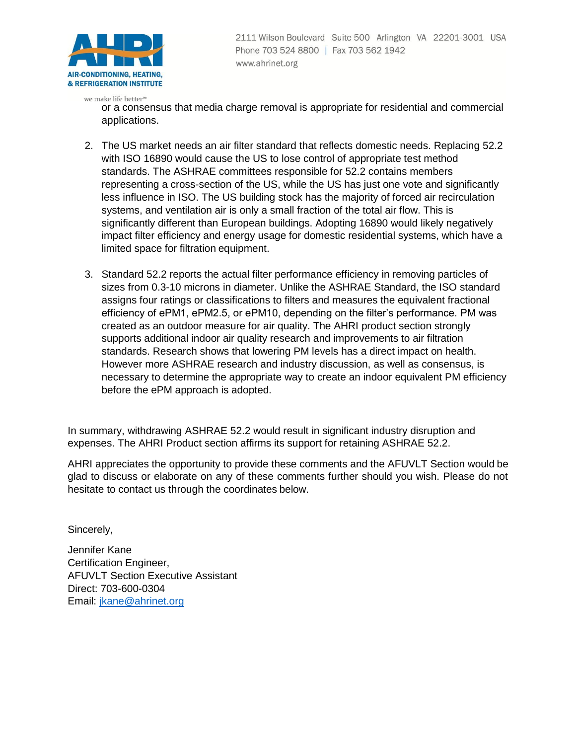or a consensus that media charge removal is appropriate for residential and commercial applications.

2. The US market needs an air filter standard that reflects domestic needs. Replacing 52.2 with ISO 16890 would cause the US to lose control of appropriate test method standards. The ASHRAE committees responsible for 52.2 contains members representing a cross-section of the US, while the US has just one vote and significantly less influence in ISO. The US building stock has the majority of forced air recirculation systems, and ventilation air is only a small fraction of the total air flow. This is significantly different than European buildings. Adopting 16890 would likely negatively impact filter efficiency and energy usage for domestic residential systems, which have a limited space for filtration equipment.

3. Standard 52.2 reports the actual filter performance efficiency in removing particles of sizes from 0.3-10 microns in diameter. Unlike the ASHRAE Standard, the ISO standard assigns four ratings or classifications to filters and measures the equivalent fractional efficiency of ePM1, ePM2.5, or ePM10, depending on the filter's performance. PM was created as an outdoor measure for air quality. The AHRI product section strongly supports additional indoor air quality research and improvements to air filtration standards. Research shows that lowering PM levels has a direct impact on health. However more ASHRAE research and industry discussion, as well as consensus, is necessary to determine the appropriate way to create an indoor equivalent PM efficiency before the ePM approach is adopted.

In summary, withdrawing ASHRAE 52.2 would result in significant industry disruption and expenses. The AHRI Product section affirms its support for retaining ASHRAE 52.2.

AHRI appreciates the opportunity to provide these comments and the AFUVLT Section would be glad to discuss or elaborate on any of these comments further should you wish. Please do not hesitate to contact us through the coordinates below.

Sincerely,

Jennifer Kane
Certification Engineer,
AFUVLT Section Executive Assistant
Direct: 703-600-0304
Email: jkane@ahrinet.org